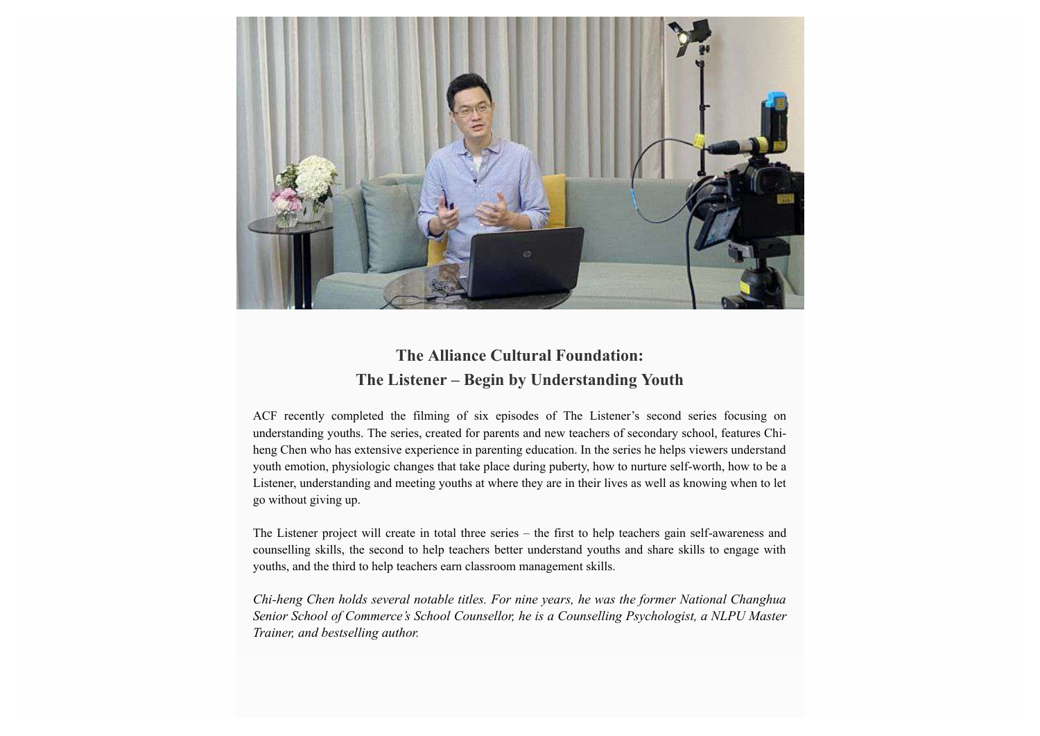## The Alliance Cultural Foundation:
## The Listener – Begin by Understanding Youth

ACF recently completed the filming of six episodes of The Listener's second series focusing on understanding youths. The series, created for parents and new teachers of secondary school, features Chi-heng Chen who has extensive experience in parenting education. In the series he helps viewers understand youth emotion, physiologic changes that take place during puberty, how to nurture self-worth, how to be a Listener, understanding and meeting youths at where they are in their lives as well as knowing when to let go without giving up.

The Listener project will create in total three series – the first to help teachers gain self-awareness and counselling skills, the second to help teachers better understand youths and share skills to engage with youths, and the third to help teachers earn classroom management skills.

*Chi-heng Chen holds several notable titles. For nine years, he was the former National Changhua Senior School of Commerce's School Counsellor, he is a Counselling Psychologist, a NLPU Master Trainer, and bestselling author.*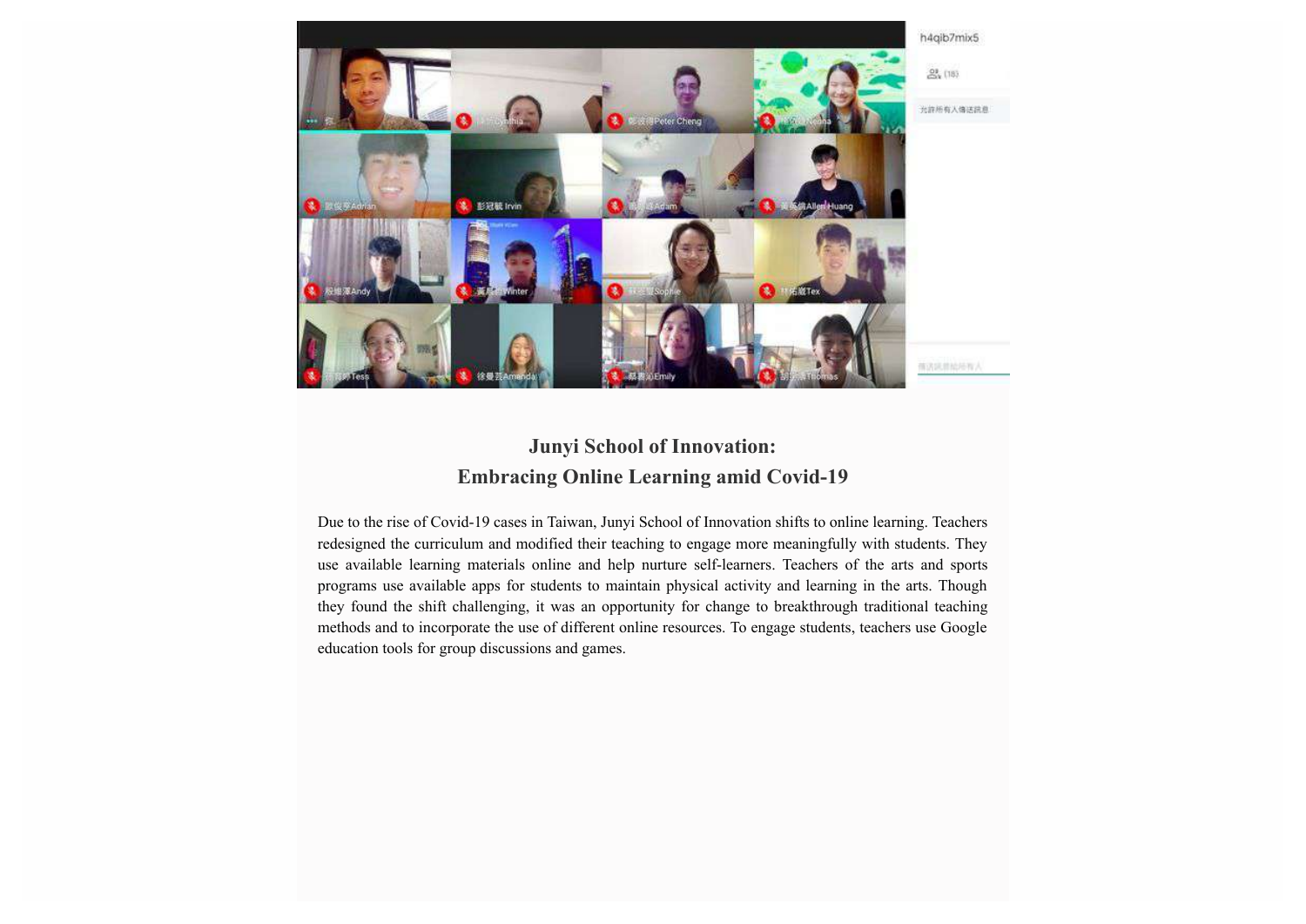## Junyi School of Innovation:
## Embracing Online Learning amid Covid-19

Due to the rise of Covid-19 cases in Taiwan, Junyi School of Innovation shifts to online learning. Teachers redesigned the curriculum and modified their teaching to engage more meaningfully with students. They use available learning materials online and help nurture self-learners. Teachers of the arts and sports programs use available apps for students to maintain physical activity and learning in the arts. Though they found the shift challenging, it was an opportunity for change to breakthrough traditional teaching methods and to incorporate the use of different online resources. To engage students, teachers use Google education tools for group discussions and games.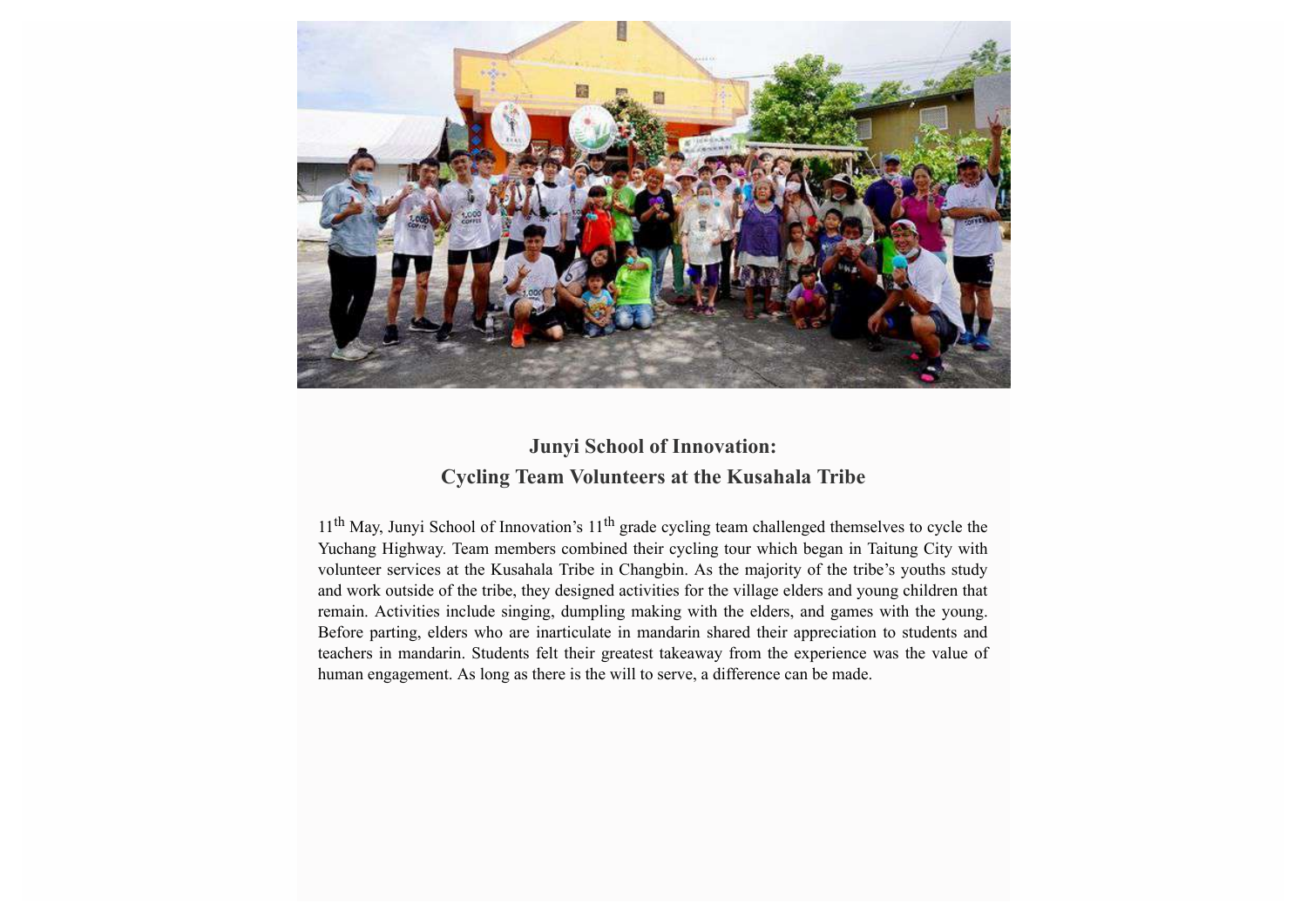## Junyi School of Innovation: Cycling Team Volunteers at the Kusahala Tribe

11$^{th}$ May, Junyi School of Innovation's 11$^{th}$ grade cycling team challenged themselves to cycle the Yuchang Highway. Team members combined their cycling tour which began in Taitung City with volunteer services at the Kusahala Tribe in Changbin. As the majority of the tribe's youths study and work outside of the tribe, they designed activities for the village elders and young children that remain. Activities include singing, dumpling making with the elders, and games with the young. Before parting, elders who are inarticulate in mandarin shared their appreciation to students and teachers in mandarin. Students felt their greatest takeaway from the experience was the value of human engagement. As long as there is the will to serve, a difference can be made.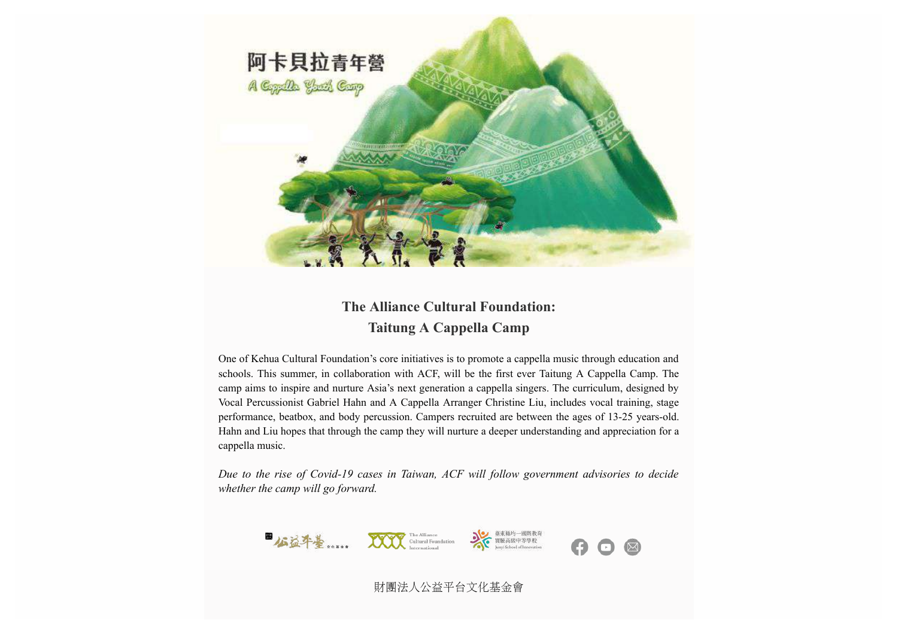阿卡貝拉青年營

A Cappella Youth Camp

## The Alliance Cultural Foundation: Taitung A Cappella Camp

One of Kehua Cultural Foundation's core initiatives is to promote a cappella music through education and schools. This summer, in collaboration with ACF, will be the first ever Taitung A Cappella Camp. The camp aims to inspire and nurture Asia's next generation a cappella singers. The curriculum, designed by Vocal Percussionist Gabriel Hahn and A Cappella Arranger Christine Liu, includes vocal training, stage performance, beatbox, and body percussion. Campers recruited are between the ages of 13-25 years-old. Hahn and Liu hopes that through the camp they will nurture a deeper understanding and appreciation for a cappella music.

*Due to the rise of Covid-19 cases in Taiwan, ACF will follow government advisories to decide whether the camp will go forward.*

公益平臺文化基金會

The Alliance Cultural Foundation International

臺東縣均一國際教育實驗高級中等學校 Junyi School of Innovation

財團法人公益平台文化基金會